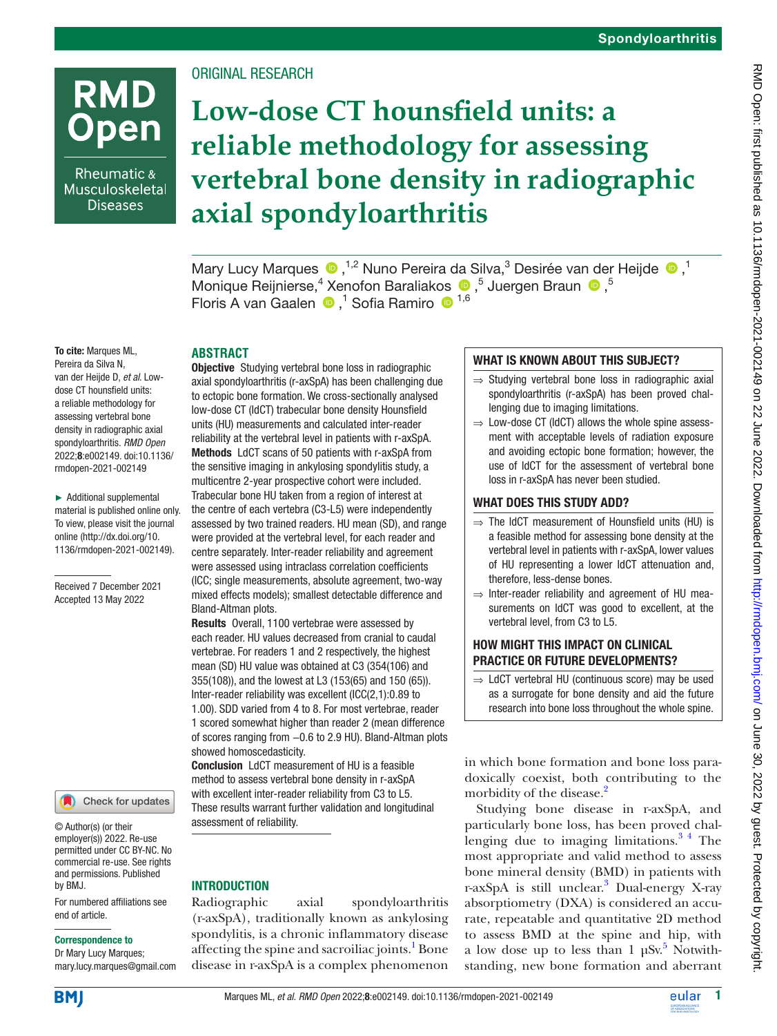Original research

# Low-dose CT hounsfield units: a reliable methodology for assessing vertebral bone density in radiographic axial spondyloarthritis

Mary Lucy Marques [1,2], Nuno Pereira da Silva [3], Desirée van der Heijde [1], Monique Reijnierse [4], Xenofon Baraliakos [5], Juergen Braun [5], Floris A van Gaalen [1], Sofia Ramiro [1,6]

**To cite:** Marques ML, Pereira da Silva N, van der Heijde D, *et al*. Low-dose CT hounsfield units: a reliable methodology for assessing vertebral bone density in radiographic axial spondyloarthritis. *RMD Open* 2022;**8**:e002149. doi:10.1136/rmdopen-2021-002149

► Additional supplemental material is published online only. To view, please visit the journal online (http://dx.doi.org/10.1136/rmdopen-2021-002149).

Received 7 December 2021
Accepted 13 May 2022

© Author(s) (or their employer(s)) 2022. Re-use permitted under CC BY-NC. No commercial re-use. See rights and permissions. Published by BMJ.

For numbered affiliations see end of article.

**Correspondence to**
Dr Mary Lucy Marques; mary.lucy.marques@gmail.com

## ABSTRACT

**Objective** Studying vertebral bone loss in radiographic axial spondyloarthritis (r-axSpA) has been challenging due to ectopic bone formation. We cross-sectionally analysed low-dose CT (ldCT) trabecular bone density Hounsfield units (HU) measurements and calculated inter-reader reliability at the vertebral level in patients with r-axSpA.

**Methods** LdCT scans of 50 patients with r-axSpA from the sensitive imaging in ankylosing spondylitis study, a multicentre 2-year prospective cohort were included. Trabecular bone HU taken from a region of interest at the centre of each vertebra (C3-L5) were independently assessed by two trained readers. HU mean (SD), and range were provided at the vertebral level, for each reader and centre separately. Inter-reader reliability and agreement were assessed using intraclass correlation coefficients (ICC; single measurements, absolute agreement, two-way mixed effects models); smallest detectable difference and Bland-Altman plots.

**Results** Overall, 1100 vertebrae were assessed by each reader. HU values decreased from cranial to caudal vertebrae. For readers 1 and 2 respectively, the highest mean (SD) HU value was obtained at C3 (354(106) and 355(108)), and the lowest at L3 (153(65) and 150 (65)). Inter-reader reliability was excellent (ICC(2,1):0.89 to 1.00). SDD varied from 4 to 8. For most vertebrae, reader 1 scored somewhat higher than reader 2 (mean difference of scores ranging from −0.6 to 2.9 HU). Bland-Altman plots showed homoscedasticity.

**Conclusion** LdCT measurement of HU is a feasible method to assess vertebral bone density in r-axSpA with excellent inter-reader reliability from C3 to L5. These results warrant further validation and longitudinal assessment of reliability.

### WHAT IS KNOWN ABOUT THIS SUBJECT?

- ⇒ Studying vertebral bone loss in radiographic axial spondyloarthritis (r-axSpA) has been proved challenging due to imaging limitations.
- ⇒ Low-dose CT (ldCT) allows the whole spine assessment with acceptable levels of radiation exposure and avoiding ectopic bone formation; however, the use of ldCT for the assessment of vertebral bone loss in r-axSpA has never been studied.

### WHAT DOES THIS STUDY ADD?

- ⇒ The ldCT measurement of Hounsfield units (HU) is a feasible method for assessing bone density at the vertebral level in patients with r-axSpA, lower values of HU representing a lower ldCT attenuation and, therefore, less-dense bones.
- ⇒ Inter-reader reliability and agreement of HU measurements on ldCT was good to excellent, at the vertebral level, from C3 to L5.

### HOW MIGHT THIS IMPACT ON CLINICAL PRACTICE OR FUTURE DEVELOPMENTS?

- ⇒ LdCT vertebral HU (continuous score) may be used as a surrogate for bone density and aid the future research into bone loss throughout the whole spine.

## INTRODUCTION

Radiographic axial spondyloarthritis (r-axSpA), traditionally known as ankylosing spondylitis, is a chronic inflammatory disease affecting the spine and sacroiliac joints.[1] Bone disease in r-axSpA is a complex phenomenon in which bone formation and bone loss paradoxically coexist, both contributing to the morbidity of the disease.[2]

Studying bone disease in r-axSpA, and particularly bone loss, has been proved challenging due to imaging limitations.[3 4] The most appropriate and valid method to assess bone mineral density (BMD) in patients with r-axSpA is still unclear.[3] Dual-energy X-ray absorptiometry (DXA) is considered an accurate, repeatable and quantitative 2D method to assess BMD at the spine and hip, with a low dose up to less than 1 µSv.[5] Notwithstanding, new bone formation and aberrant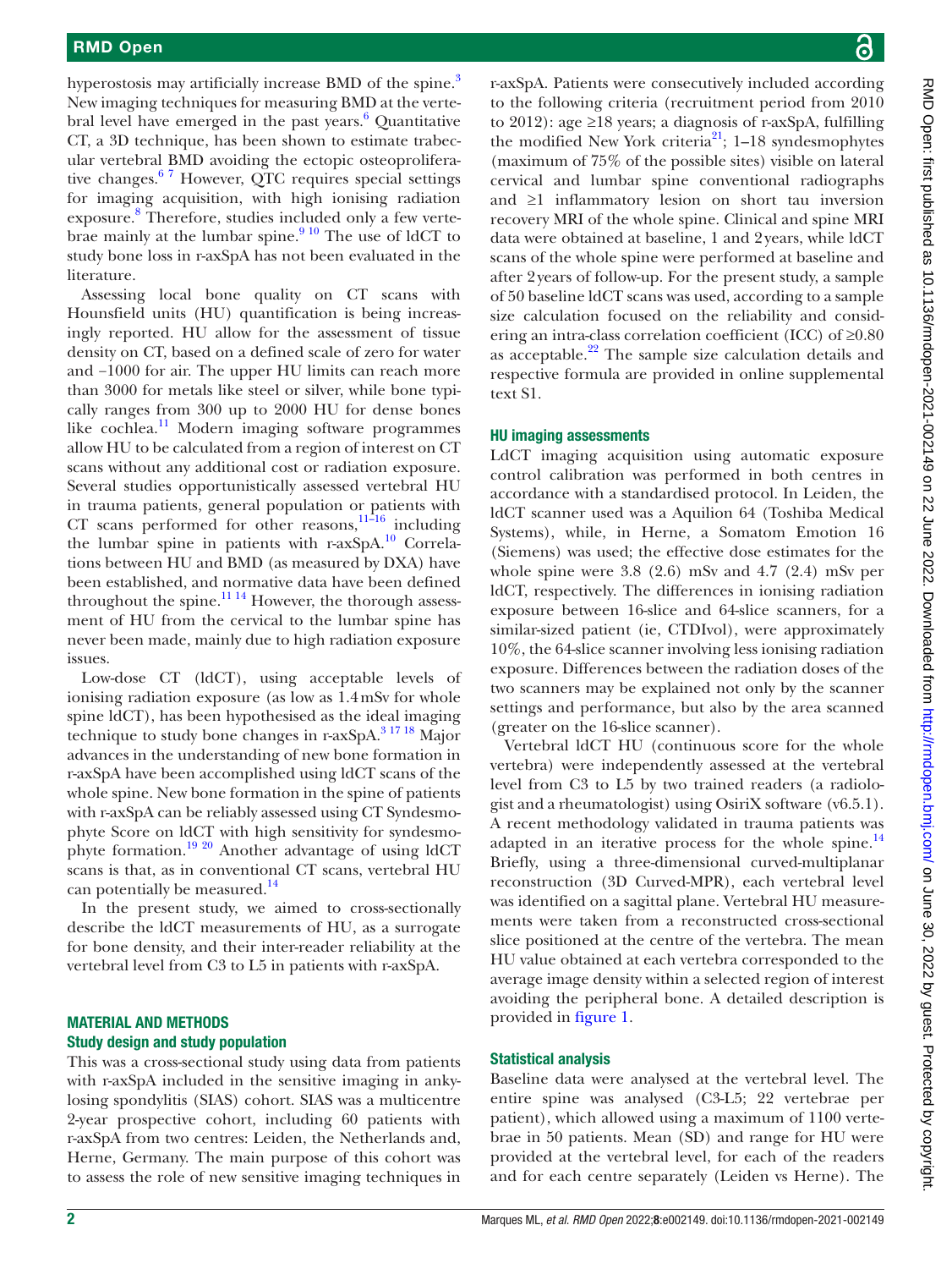hyperostosis may artificially increase BMD of the spine.[3] New imaging techniques for measuring BMD at the vertebral level have emerged in the past years.[6] Quantitative CT, a 3D technique, has been shown to estimate trabecular vertebral BMD avoiding the ectopic osteoproliferative changes.[6,7] However, QTC requires special settings for imaging acquisition, with high ionising radiation exposure.[8] Therefore, studies included only a few vertebrae mainly at the lumbar spine.[9,10] The use of ldCT to study bone loss in r-axSpA has not been evaluated in the literature.

Assessing local bone quality on CT scans with Hounsfield units (HU) quantification is being increasingly reported. HU allow for the assessment of tissue density on CT, based on a defined scale of zero for water and −1000 for air. The upper HU limits can reach more than 3000 for metals like steel or silver, while bone typically ranges from 300 up to 2000 HU for dense bones like cochlea.[11] Modern imaging software programmes allow HU to be calculated from a region of interest on CT scans without any additional cost or radiation exposure. Several studies opportunistically assessed vertebral HU in trauma patients, general population or patients with CT scans performed for other reasons,[11–16] including the lumbar spine in patients with r-axSpA.[10] Correlations between HU and BMD (as measured by DXA) have been established, and normative data have been defined throughout the spine.[11,14] However, the thorough assessment of HU from the cervical to the lumbar spine has never been made, mainly due to high radiation exposure issues.

Low-dose CT (ldCT), using acceptable levels of ionising radiation exposure (as low as 1.4 mSv for whole spine ldCT), has been hypothesised as the ideal imaging technique to study bone changes in r-axSpA.[3,17,18] Major advances in the understanding of new bone formation in r-axSpA have been accomplished using ldCT scans of the whole spine. New bone formation in the spine of patients with r-axSpA can be reliably assessed using CT Syndesmophyte Score on ldCT with high sensitivity for syndesmophyte formation.[19,20] Another advantage of using ldCT scans is that, as in conventional CT scans, vertebral HU can potentially be measured.[14]

In the present study, we aimed to cross-sectionally describe the ldCT measurements of HU, as a surrogate for bone density, and their inter-reader reliability at the vertebral level from C3 to L5 in patients with r-axSpA.

## MATERIAL AND METHODS

### Study design and study population

This was a cross-sectional study using data from patients with r-axSpA included in the sensitive imaging in ankylosing spondylitis (SIAS) cohort. SIAS was a multicentre 2-year prospective cohort, including 60 patients with r-axSpA from two centres: Leiden, the Netherlands and, Herne, Germany. The main purpose of this cohort was to assess the role of new sensitive imaging techniques in r-axSpA. Patients were consecutively included according to the following criteria (recruitment period from 2010 to 2012): age ≥18 years; a diagnosis of r-axSpA, fulfilling the modified New York criteria[21]; 1–18 syndesmophytes (maximum of 75% of the possible sites) visible on lateral cervical and lumbar spine conventional radiographs and ≥1 inflammatory lesion on short tau inversion recovery MRI of the whole spine. Clinical and spine MRI data were obtained at baseline, 1 and 2 years, while ldCT scans of the whole spine were performed at baseline and after 2 years of follow-up. For the present study, a sample of 50 baseline ldCT scans was used, according to a sample size calculation focused on the reliability and considering an intra-class correlation coefficient (ICC) of ≥0.80 as acceptable.[22] The sample size calculation details and respective formula are provided in online supplemental text S1.

### HU imaging assessments

LdCT imaging acquisition using automatic exposure control calibration was performed in both centres in accordance with a standardised protocol. In Leiden, the ldCT scanner used was a Aquilion 64 (Toshiba Medical Systems), while, in Herne, a Somatom Emotion 16 (Siemens) was used; the effective dose estimates for the whole spine were 3.8 (2.6) mSv and 4.7 (2.4) mSv per ldCT, respectively. The differences in ionising radiation exposure between 16-slice and 64-slice scanners, for a similar-sized patient (ie, CTDIvol), were approximately 10%, the 64-slice scanner involving less ionising radiation exposure. Differences between the radiation doses of the two scanners may be explained not only by the scanner settings and performance, but also by the area scanned (greater on the 16-slice scanner).

Vertebral ldCT HU (continuous score for the whole vertebra) were independently assessed at the vertebral level from C3 to L5 by two trained readers (a radiologist and a rheumatologist) using OsiriX software (v6.5.1). A recent methodology validated in trauma patients was adapted in an iterative process for the whole spine.[14] Briefly, using a three-dimensional curved-multiplanar reconstruction (3D Curved-MPR), each vertebral level was identified on a sagittal plane. Vertebral HU measurements were taken from a reconstructed cross-sectional slice positioned at the centre of the vertebra. The mean HU value obtained at each vertebra corresponded to the average image density within a selected region of interest avoiding the peripheral bone. A detailed description is provided in figure 1.

### Statistical analysis

Baseline data were analysed at the vertebral level. The entire spine was analysed (C3-L5; 22 vertebrae per patient), which allowed using a maximum of 1100 vertebrae in 50 patients. Mean (SD) and range for HU were provided at the vertebral level, for each of the readers and for each centre separately (Leiden vs Herne). The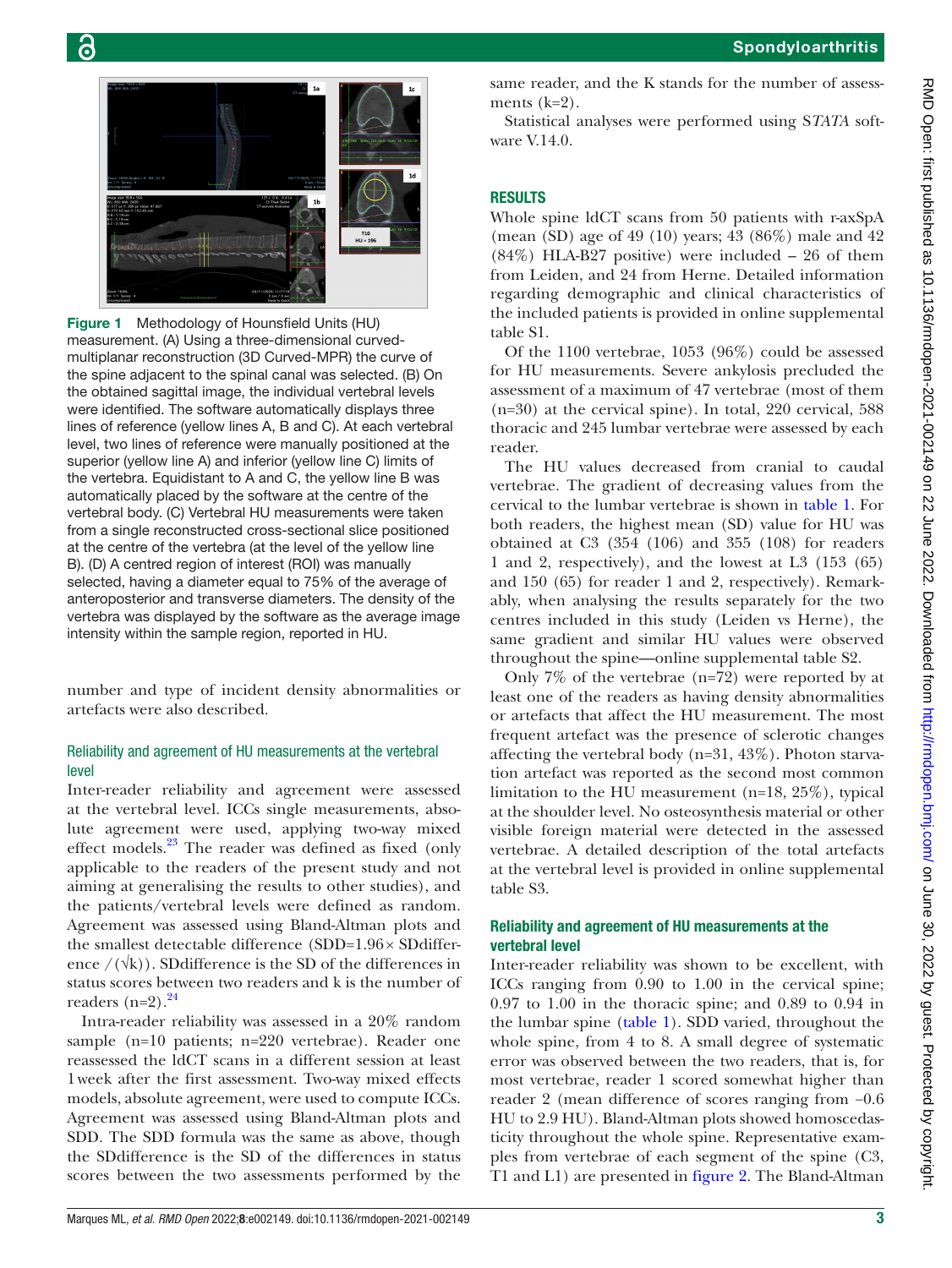Figure 1 Methodology of Hounsfield Units (HU) measurement. (A) Using a three-dimensional curved-multiplanar reconstruction (3D Curved-MPR) the curve of the spine adjacent to the spinal canal was selected. (B) On the obtained sagittal image, the individual vertebral levels were identified. The software automatically displays three lines of reference (yellow lines A, B and C). At each vertebral level, two lines of reference were manually positioned at the superior (yellow line A) and inferior (yellow line C) limits of the vertebra. Equidistant to A and C, the yellow line B was automatically placed by the software at the centre of the vertebral body. (C) Vertebral HU measurements were taken from a single reconstructed cross-sectional slice positioned at the centre of the vertebra (at the level of the yellow line B). (D) A centred region of interest (ROI) was manually selected, having a diameter equal to 75% of the average of anteroposterior and transverse diameters. The density of the vertebra was displayed by the software as the average image intensity within the sample region, reported in HU.

number and type of incident density abnormalities or artefacts were also described.

### Reliability and agreement of HU measurements at the vertebral level

Inter-reader reliability and agreement were assessed at the vertebral level. ICCs single measurements, absolute agreement were used, applying two-way mixed effect models.[23] The reader was defined as fixed (only applicable to the readers of the present study and not aiming at generalising the results to other studies), and the patients/vertebral levels were defined as random. Agreement was assessed using Bland-Altman plots and the smallest detectable difference (SDD=1.96× SDdifference $/(\sqrt{k})$). SDdifference is the SD of the differences in status scores between two readers and k is the number of readers (n=2).[24]

Intra-reader reliability was assessed in a 20% random sample (n=10 patients; n=220 vertebrae). Reader one reassessed the ldCT scans in a different session at least 1 week after the first assessment. Two-way mixed effects models, absolute agreement, were used to compute ICCs. Agreement was assessed using Bland-Altman plots and SDD. The SDD formula was the same as above, though the SDdifference is the SD of the differences in status scores between the two assessments performed by the same reader, and the K stands for the number of assessments (k=2).

Statistical analyses were performed using S*TATA* software V.14.0.

## RESULTS

Whole spine ldCT scans from 50 patients with r-axSpA (mean (SD) age of 49 (10) years; 43 (86%) male and 42 (84%) HLA-B27 positive) were included – 26 of them from Leiden, and 24 from Herne. Detailed information regarding demographic and clinical characteristics of the included patients is provided in online supplemental table S1.

Of the 1100 vertebrae, 1053 (96%) could be assessed for HU measurements. Severe ankylosis precluded the assessment of a maximum of 47 vertebrae (most of them (n=30) at the cervical spine). In total, 220 cervical, 588 thoracic and 245 lumbar vertebrae were assessed by each reader.

The HU values decreased from cranial to caudal vertebrae. The gradient of decreasing values from the cervical to the lumbar vertebrae is shown in table 1. For both readers, the highest mean (SD) value for HU was obtained at C3 (354 (106) and 355 (108) for readers 1 and 2, respectively), and the lowest at L3 (153 (65) and 150 (65) for reader 1 and 2, respectively). Remarkably, when analysing the results separately for the two centres included in this study (Leiden vs Herne), the same gradient and similar HU values were observed throughout the spine—online supplemental table S2.

Only 7% of the vertebrae (n=72) were reported by at least one of the readers as having density abnormalities or artefacts that affect the HU measurement. The most frequent artefact was the presence of sclerotic changes affecting the vertebral body (n=31, 43%). Photon starvation artefact was reported as the second most common limitation to the HU measurement (n=18, 25%), typical at the shoulder level. No osteosynthesis material or other visible foreign material were detected in the assessed vertebrae. A detailed description of the total artefacts at the vertebral level is provided in online supplemental table S3.

### Reliability and agreement of HU measurements at the vertebral level

Inter-reader reliability was shown to be excellent, with ICCs ranging from 0.90 to 1.00 in the cervical spine; 0.97 to 1.00 in the thoracic spine; and 0.89 to 0.94 in the lumbar spine (table 1). SDD varied, throughout the whole spine, from 4 to 8. A small degree of systematic error was observed between the two readers, that is, for most vertebrae, reader 1 scored somewhat higher than reader 2 (mean difference of scores ranging from −0.6 HU to 2.9 HU). Bland-Altman plots showed homoscedasticity throughout the whole spine. Representative examples from vertebrae of each segment of the spine (C3, T1 and L1) are presented in figure 2. The Bland-Altman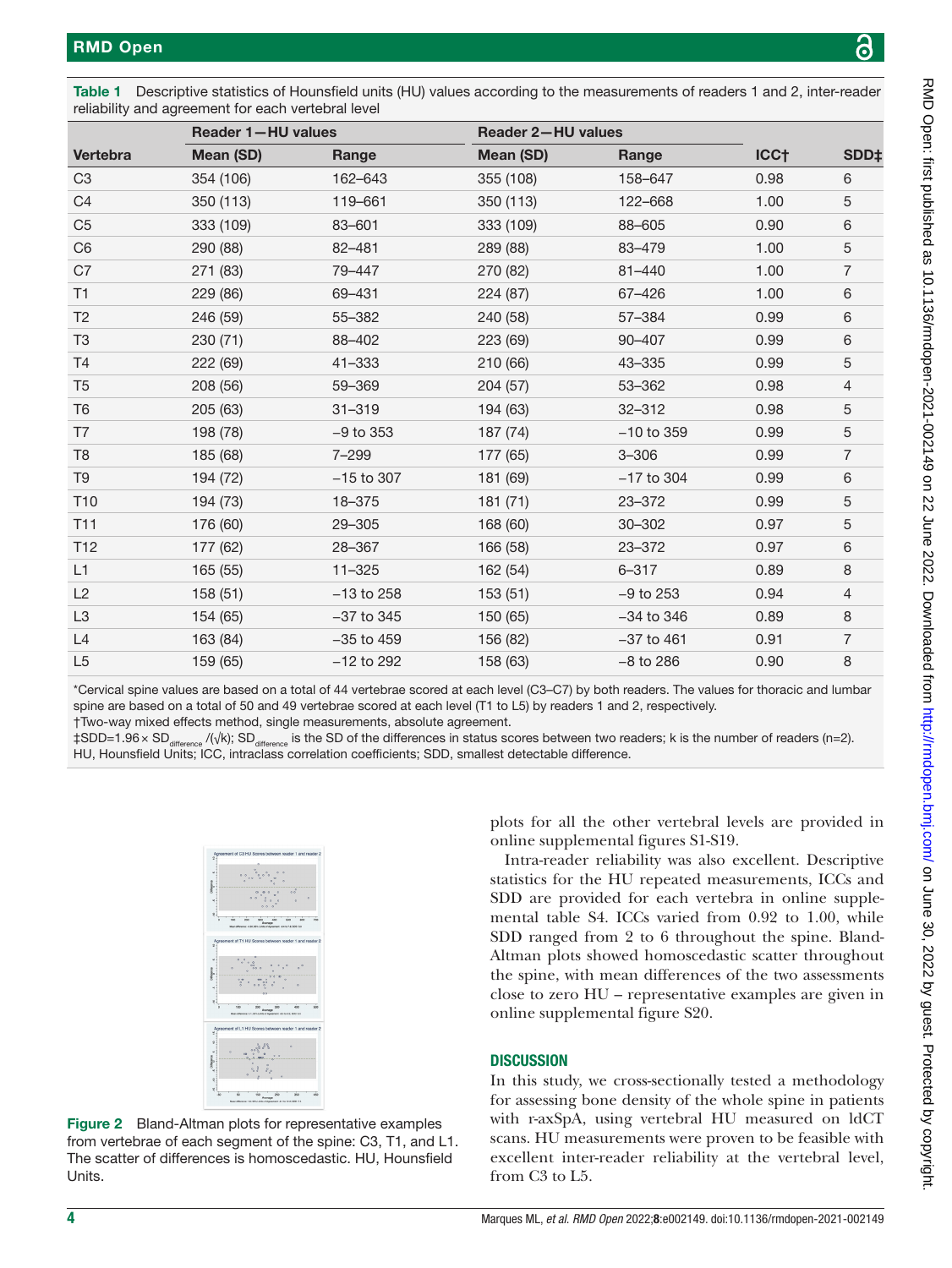**Table 1** Descriptive statistics of Hounsfield units (HU) values according to the measurements of readers 1 and 2, inter-reader reliability and agreement for each vertebral level

| Vertebra | Reader 1—HU values | | Reader 2—HU values | | ICC† | SDD‡ |
|---|---|---|---|---|---|---|
| | Mean (SD) | Range | Mean (SD) | Range | | |
| C3 | 354 (106) | 162–643 | 355 (108) | 158–647 | 0.98 | 6 |
| C4 | 350 (113) | 119–661 | 350 (113) | 122–668 | 1.00 | 5 |
| C5 | 333 (109) | 83–601 | 333 (109) | 88–605 | 0.90 | 6 |
| C6 | 290 (88) | 82–481 | 289 (88) | 83–479 | 1.00 | 5 |
| C7 | 271 (83) | 79–447 | 270 (82) | 81–440 | 1.00 | 7 |
| T1 | 229 (86) | 69–431 | 224 (87) | 67–426 | 1.00 | 6 |
| T2 | 246 (59) | 55–382 | 240 (58) | 57–384 | 0.99 | 6 |
| T3 | 230 (71) | 88–402 | 223 (69) | 90–407 | 0.99 | 6 |
| T4 | 222 (69) | 41–333 | 210 (66) | 43–335 | 0.99 | 5 |
| T5 | 208 (56) | 59–369 | 204 (57) | 53–362 | 0.98 | 4 |
| T6 | 205 (63) | 31–319 | 194 (63) | 32–312 | 0.98 | 5 |
| T7 | 198 (78) | −9 to 353 | 187 (74) | −10 to 359 | 0.99 | 5 |
| T8 | 185 (68) | 7–299 | 177 (65) | 3–306 | 0.99 | 7 |
| T9 | 194 (72) | −15 to 307 | 181 (69) | −17 to 304 | 0.99 | 6 |
| T10 | 194 (73) | 18–375 | 181 (71) | 23–372 | 0.99 | 5 |
| T11 | 176 (60) | 29–305 | 168 (60) | 30–302 | 0.97 | 5 |
| T12 | 177 (62) | 28–367 | 166 (58) | 23–372 | 0.97 | 6 |
| L1 | 165 (55) | 11–325 | 162 (54) | 6–317 | 0.89 | 8 |
| L2 | 158 (51) | −13 to 258 | 153 (51) | −9 to 253 | 0.94 | 4 |
| L3 | 154 (65) | −37 to 345 | 150 (65) | −34 to 346 | 0.89 | 8 |
| L4 | 163 (84) | −35 to 459 | 156 (82) | −37 to 461 | 0.91 | 7 |
| L5 | 159 (65) | −12 to 292 | 158 (63) | −8 to 286 | 0.90 | 8 |

*Cervical spine values are based on a total of 44 vertebrae scored at each level (C3–C7) by both readers. The values for thoracic and lumbar spine are based on a total of 50 and 49 vertebrae scored at each level (T1 to L5) by readers 1 and 2, respectively.
†Two-way mixed effects method, single measurements, absolute agreement.
‡SDD=1.96× $SD_{difference}$ /(√k); $SD_{difference}$ is the SD of the differences in status scores between two readers; k is the number of readers (n=2).
HU, Hounsfield Units; ICC, intraclass correlation coefficients; SDD, smallest detectable difference.

**Figure 2** Bland-Altman plots for representative examples from vertebrae of each segment of the spine: C3, T1, and L1. The scatter of differences is homoscedastic. HU, Hounsfield Units.

plots for all the other vertebral levels are provided in online supplemental figures S1-S19.

Intra-reader reliability was also excellent. Descriptive statistics for the HU repeated measurements, ICCs and SDD are provided for each vertebra in online supplemental table S4. ICCs varied from 0.92 to 1.00, while SDD ranged from 2 to 6 throughout the spine. Bland-Altman plots showed homoscedastic scatter throughout the spine, with mean differences of the two assessments close to zero HU – representative examples are given in online supplemental figure S20.

## DISCUSSION

In this study, we cross-sectionally tested a methodology for assessing bone density of the whole spine in patients with r-axSpA, using vertebral HU measured on ldCT scans. HU measurements were proven to be feasible with excellent inter-reader reliability at the vertebral level, from C3 to L5.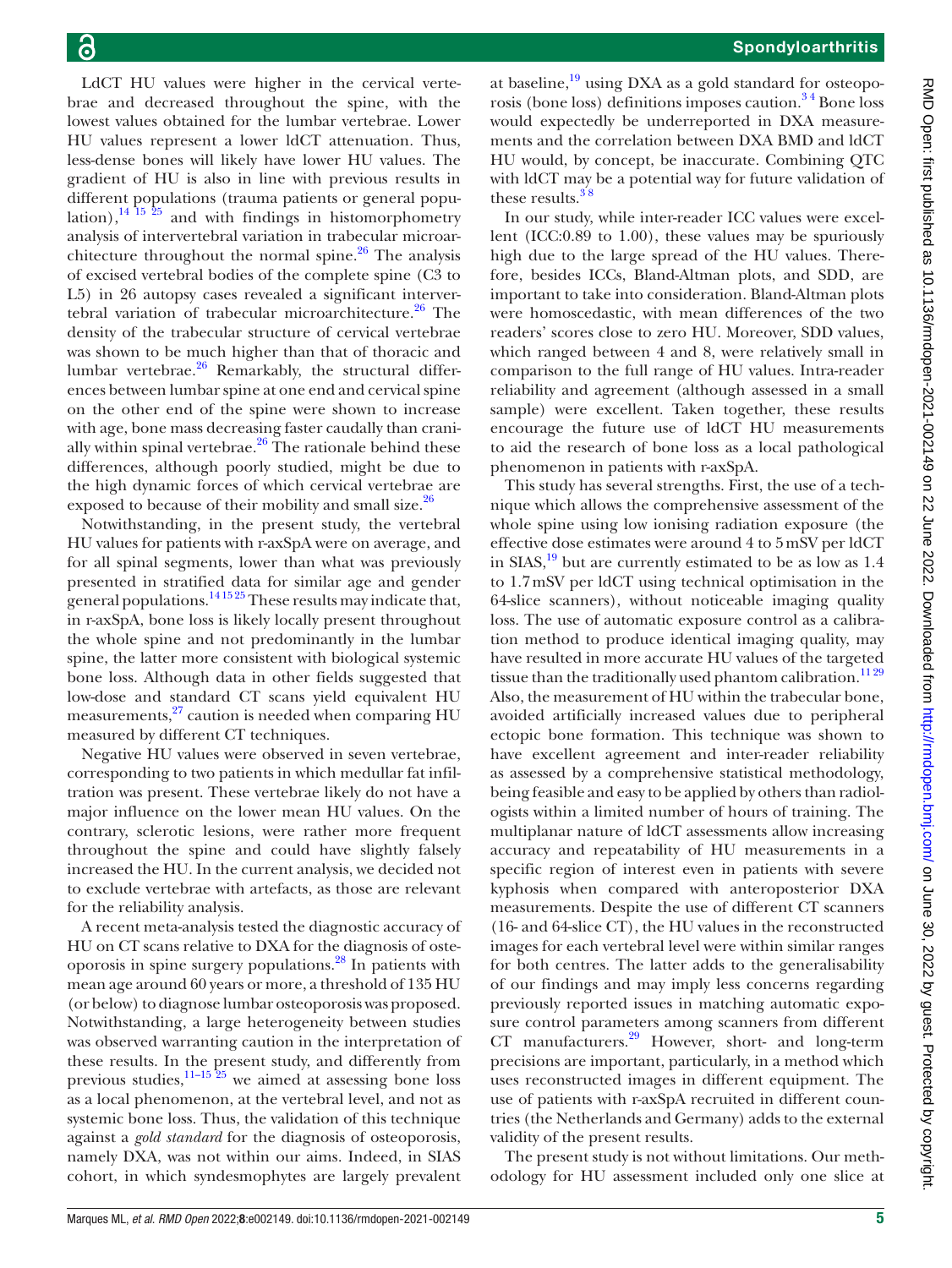LdCT HU values were higher in the cervical vertebrae and decreased throughout the spine, with the lowest values obtained for the lumbar vertebrae. Lower HU values represent a lower ldCT attenuation. Thus, less-dense bones will likely have lower HU values. The gradient of HU is also in line with previous results in different populations (trauma patients or general population),[14 15 25] and with findings in histomorphometry analysis of intervertebral variation in trabecular microarchitecture throughout the normal spine.[26] The analysis of excised vertebral bodies of the complete spine (C3 to L5) in 26 autopsy cases revealed a significant intervertebral variation of trabecular microarchitecture.[26] The density of the trabecular structure of cervical vertebrae was shown to be much higher than that of thoracic and lumbar vertebrae.[26] Remarkably, the structural differences between lumbar spine at one end and cervical spine on the other end of the spine were shown to increase with age, bone mass decreasing faster caudally than cranially within spinal vertebrae.[26] The rationale behind these differences, although poorly studied, might be due to the high dynamic forces of which cervical vertebrae are exposed to because of their mobility and small size.[26]

Notwithstanding, in the present study, the vertebral HU values for patients with r-axSpA were on average, and for all spinal segments, lower than what was previously presented in stratified data for similar age and gender general populations.[14 15 25] These results may indicate that, in r-axSpA, bone loss is likely locally present throughout the whole spine and not predominantly in the lumbar spine, the latter more consistent with biological systemic bone loss. Although data in other fields suggested that low-dose and standard CT scans yield equivalent HU measurements,[27] caution is needed when comparing HU measured by different CT techniques.

Negative HU values were observed in seven vertebrae, corresponding to two patients in which medullar fat infiltration was present. These vertebrae likely do not have a major influence on the lower mean HU values. On the contrary, sclerotic lesions, were rather more frequent throughout the spine and could have slightly falsely increased the HU. In the current analysis, we decided not to exclude vertebrae with artefacts, as those are relevant for the reliability analysis.

A recent meta-analysis tested the diagnostic accuracy of HU on CT scans relative to DXA for the diagnosis of osteoporosis in spine surgery populations.[28] In patients with mean age around 60 years or more, a threshold of 135 HU (or below) to diagnose lumbar osteoporosis was proposed. Notwithstanding, a large heterogeneity between studies was observed warranting caution in the interpretation of these results. In the present study, and differently from previous studies,[11–15 25] we aimed at assessing bone loss as a local phenomenon, at the vertebral level, and not as systemic bone loss. Thus, the validation of this technique against a *gold standard* for the diagnosis of osteoporosis, namely DXA, was not within our aims. Indeed, in SIAS cohort, in which syndesmophytes are largely prevalent at baseline,[19] using DXA as a gold standard for osteoporosis (bone loss) definitions imposes caution.[3 4] Bone loss would expectedly be underreported in DXA measurements and the correlation between DXA BMD and ldCT HU would, by concept, be inaccurate. Combining QTC with ldCT may be a potential way for future validation of these results.[3 8]

In our study, while inter-reader ICC values were excellent (ICC:0.89 to 1.00), these values may be spuriously high due to the large spread of the HU values. Therefore, besides ICCs, Bland-Altman plots, and SDD, are important to take into consideration. Bland-Altman plots were homoscedastic, with mean differences of the two readers' scores close to zero HU. Moreover, SDD values, which ranged between 4 and 8, were relatively small in comparison to the full range of HU values. Intra-reader reliability and agreement (although assessed in a small sample) were excellent. Taken together, these results encourage the future use of ldCT HU measurements to aid the research of bone loss as a local pathological phenomenon in patients with r-axSpA.

This study has several strengths. First, the use of a technique which allows the comprehensive assessment of the whole spine using low ionising radiation exposure (the effective dose estimates were around 4 to 5 mSV per ldCT in SIAS,[19] but are currently estimated to be as low as 1.4 to 1.7 mSV per ldCT using technical optimisation in the 64-slice scanners), without noticeable imaging quality loss. The use of automatic exposure control as a calibration method to produce identical imaging quality, may have resulted in more accurate HU values of the targeted tissue than the traditionally used phantom calibration.[11 29] Also, the measurement of HU within the trabecular bone, avoided artificially increased values due to peripheral ectopic bone formation. This technique was shown to have excellent agreement and inter-reader reliability as assessed by a comprehensive statistical methodology, being feasible and easy to be applied by others than radiologists within a limited number of hours of training. The multiplanar nature of ldCT assessments allow increasing accuracy and repeatability of HU measurements in a specific region of interest even in patients with severe kyphosis when compared with anteroposterior DXA measurements. Despite the use of different CT scanners (16- and 64-slice CT), the HU values in the reconstructed images for each vertebral level were within similar ranges for both centres. The latter adds to the generalisability of our findings and may imply less concerns regarding previously reported issues in matching automatic exposure control parameters among scanners from different CT manufacturers.[29] However, short- and long-term precisions are important, particularly, in a method which uses reconstructed images in different equipment. The use of patients with r-axSpA recruited in different countries (the Netherlands and Germany) adds to the external validity of the present results.

The present study is not without limitations. Our methodology for HU assessment included only one slice at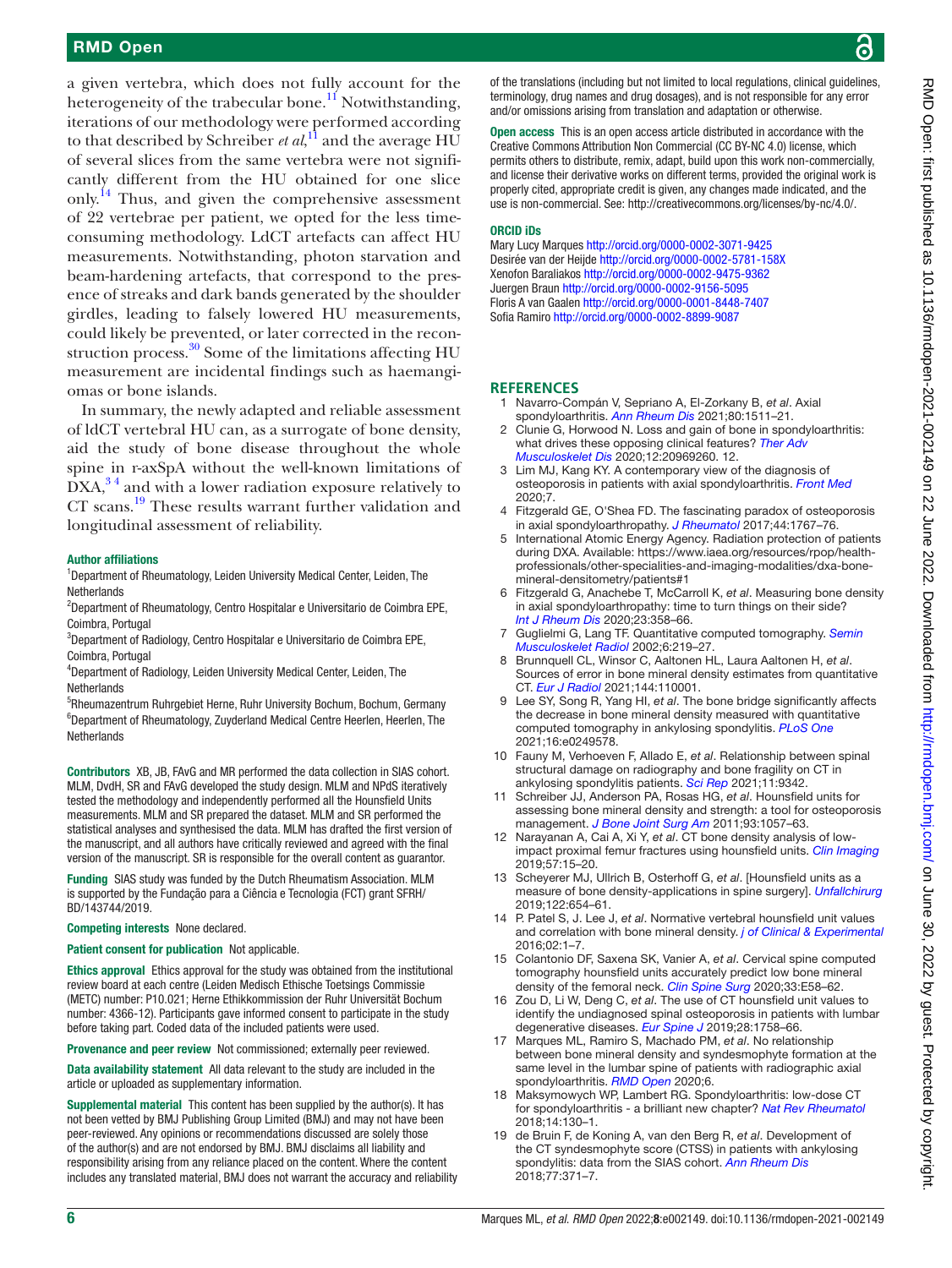a given vertebra, which does not fully account for the heterogeneity of the trabecular bone.[11] Notwithstanding, iterations of our methodology were performed according to that described by Schreiber *et al*,[11] and the average HU of several slices from the same vertebra were not significantly different from the HU obtained for one slice only.[14] Thus, and given the comprehensive assessment of 22 vertebrae per patient, we opted for the less time-consuming methodology. LdCT artefacts can affect HU measurements. Notwithstanding, photon starvation and beam-hardening artefacts, that correspond to the presence of streaks and dark bands generated by the shoulder girdles, leading to falsely lowered HU measurements, could likely be prevented, or later corrected in the reconstruction process.[30] Some of the limitations affecting HU measurement are incidental findings such as haemangiomas or bone islands.

In summary, the newly adapted and reliable assessment of ldCT vertebral HU can, as a surrogate of bone density, aid the study of bone disease throughout the whole spine in r-axSpA without the well-known limitations of DXA,[3 4] and with a lower radiation exposure relatively to CT scans.[19] These results warrant further validation and longitudinal assessment of reliability.

**Author affiliations**
[1]Department of Rheumatology, Leiden University Medical Center, Leiden, The Netherlands
[2]Department of Rheumatology, Centro Hospitalar e Universitario de Coimbra EPE, Coimbra, Portugal
[3]Department of Radiology, Centro Hospitalar e Universitario de Coimbra EPE, Coimbra, Portugal
[4]Department of Radiology, Leiden University Medical Center, Leiden, The Netherlands
[5]Rheumazentrum Ruhrgebiet Herne, Ruhr University Bochum, Bochum, Germany
[6]Department of Rheumatology, Zuyderland Medical Centre Heerlen, Heerlen, The Netherlands

**Contributors** XB, JB, FAvG and MR performed the data collection in SIAS cohort. MLM, DvdH, SR and FAvG developed the study design. MLM and NPdS iteratively tested the methodology and independently performed all the Hounsfield Units measurements. MLM and SR prepared the dataset. MLM and SR performed the statistical analyses and synthesised the data. MLM has drafted the first version of the manuscript, and all authors have critically reviewed and agreed with the final version of the manuscript. SR is responsible for the overall content as guarantor.

**Funding** SIAS study was funded by the Dutch Rheumatism Association. MLM is supported by the Fundação para a Ciência e Tecnologia (FCT) grant SFRH/BD/143744/2019.

**Competing interests** None declared.

**Patient consent for publication** Not applicable.

**Ethics approval** Ethics approval for the study was obtained from the institutional review board at each centre (Leiden Medisch Ethische Toetsings Commissie (METC) number: P10.021; Herne Ethikkommission der Ruhr Universität Bochum number: 4366-12). Participants gave informed consent to participate in the study before taking part. Coded data of the included patients were used.

**Provenance and peer review** Not commissioned; externally peer reviewed.

**Data availability statement** All data relevant to the study are included in the article or uploaded as supplementary information.

**Supplemental material** This content has been supplied by the author(s). It has not been vetted by BMJ Publishing Group Limited (BMJ) and may not have been peer-reviewed. Any opinions or recommendations discussed are solely those of the author(s) and are not endorsed by BMJ. BMJ disclaims all liability and responsibility arising from any reliance placed on the content. Where the content includes any translated material, BMJ does not warrant the accuracy and reliability of the translations (including but not limited to local regulations, clinical guidelines, terminology, drug names and drug dosages), and is not responsible for any error and/or omissions arising from translation and adaptation or otherwise.

**Open access** This is an open access article distributed in accordance with the Creative Commons Attribution Non Commercial (CC BY-NC 4.0) license, which permits others to distribute, remix, adapt, build upon this work non-commercially, and license their derivative works on different terms, provided the original work is properly cited, appropriate credit is given, any changes made indicated, and the use is non-commercial. See: http://creativecommons.org/licenses/by-nc/4.0/.

**ORCID iDs**
Mary Lucy Marques http://orcid.org/0000-0002-3071-9425
Desirée van der Heijde http://orcid.org/0000-0002-5781-158X
Xenofon Baraliakos http://orcid.org/0000-0002-9475-9362
Juergen Braun http://orcid.org/0000-0002-9156-5095
Floris A van Gaalen http://orcid.org/0000-0001-8448-7407
Sofia Ramiro http://orcid.org/0000-0002-8899-9087

## REFERENCES

1. Navarro-Compán V, Sepriano A, El-Zorkany B, *et al*. Axial spondyloarthritis. *Ann Rheum Dis* 2021;80:1511–21.
2. Clunie G, Horwood N. Loss and gain of bone in spondyloarthritis: what drives these opposing clinical features? *Ther Adv Musculoskelet Dis* 2020;12:20969260. 12.
3. Lim MJ, Kang KY. A contemporary view of the diagnosis of osteoporosis in patients with axial spondyloarthritis. *Front Med* 2020;7.
4. Fitzgerald GE, O'Shea FD. The fascinating paradox of osteoporosis in axial spondyloarthropathy. *J Rheumatol* 2017;44:1767–76.
5. International Atomic Energy Agency. Radiation protection of patients during DXA. Available: https://www.iaea.org/resources/rpop/health-professionals/other-specialities-and-imaging-modalities/dxa-bone-mineral-densitometry/patients#1
6. Fitzgerald G, Anachebe T, McCarroll K, *et al*. Measuring bone density in axial spondyloarthropathy: time to turn things on their side? *Int J Rheum Dis* 2020;23:358–66.
7. Guglielmi G, Lang TF. Quantitative computed tomography. *Semin Musculoskelet Radiol* 2002;6:219–27.
8. Brunnquell CL, Winsor C, Aaltonen HL, Laura Aaltonen H, *et al*. Sources of error in bone mineral density estimates from quantitative CT. *Eur J Radiol* 2021;144:110001.
9. Lee SY, Song R, Yang HI, *et al*. The bone bridge significantly affects the decrease in bone mineral density measured with quantitative computed tomography in ankylosing spondylitis. *PLoS One* 2021;16:e0249578.
10. Fauny M, Verhoeven F, Allado E, *et al*. Relationship between spinal structural damage on radiography and bone fragility on CT in ankylosing spondylitis patients. *Sci Rep* 2021;11:9342.
11. Schreiber JJ, Anderson PA, Rosas HG, *et al*. Hounsfield units for assessing bone mineral density and strength: a tool for osteoporosis management. *J Bone Joint Surg Am* 2011;93:1057–63.
12. Narayanan A, Cai A, Xi Y, *et al*. CT bone density analysis of low-impact proximal femur fractures using hounsfield units. *Clin Imaging* 2019;57:15–20.
13. Scheyerer MJ, Ullrich B, Osterhoff G, *et al*. [Hounsfield units as a measure of bone density-applications in spine surgery]. *Unfallchirurg* 2019;122:654–61.
14. P. Patel S, J. Lee J, *et al*. Normative vertebral hounsfield unit values and correlation with bone mineral density. *j of Clinical & Experimental* 2016;02:1–7.
15. Colantonio DF, Saxena SK, Vanier A, *et al*. Cervical spine computed tomography hounsfield units accurately predict low bone mineral density of the femoral neck. *Clin Spine Surg* 2020;33:E58–62.
16. Zou D, Li W, Deng C, *et al*. The use of CT hounsfield unit values to identify the undiagnosed spinal osteoporosis in patients with lumbar degenerative diseases. *Eur Spine J* 2019;28:1758–66.
17. Marques ML, Ramiro S, Machado PM, *et al*. No relationship between bone mineral density and syndesmophyte formation at the same level in the lumbar spine of patients with radiographic axial spondyloarthritis. *RMD Open* 2020;6.
18. Maksymowych WP, Lambert RG. Spondyloarthritis: low-dose CT for spondyloarthritis - a brilliant new chapter? *Nat Rev Rheumatol* 2018;14:130–1.
19. de Bruin F, de Koning A, van den Berg R, *et al*. Development of the CT syndesmophyte score (CTSS) in patients with ankylosing spondylitis: data from the SIAS cohort. *Ann Rheum Dis* 2018;77:371–7.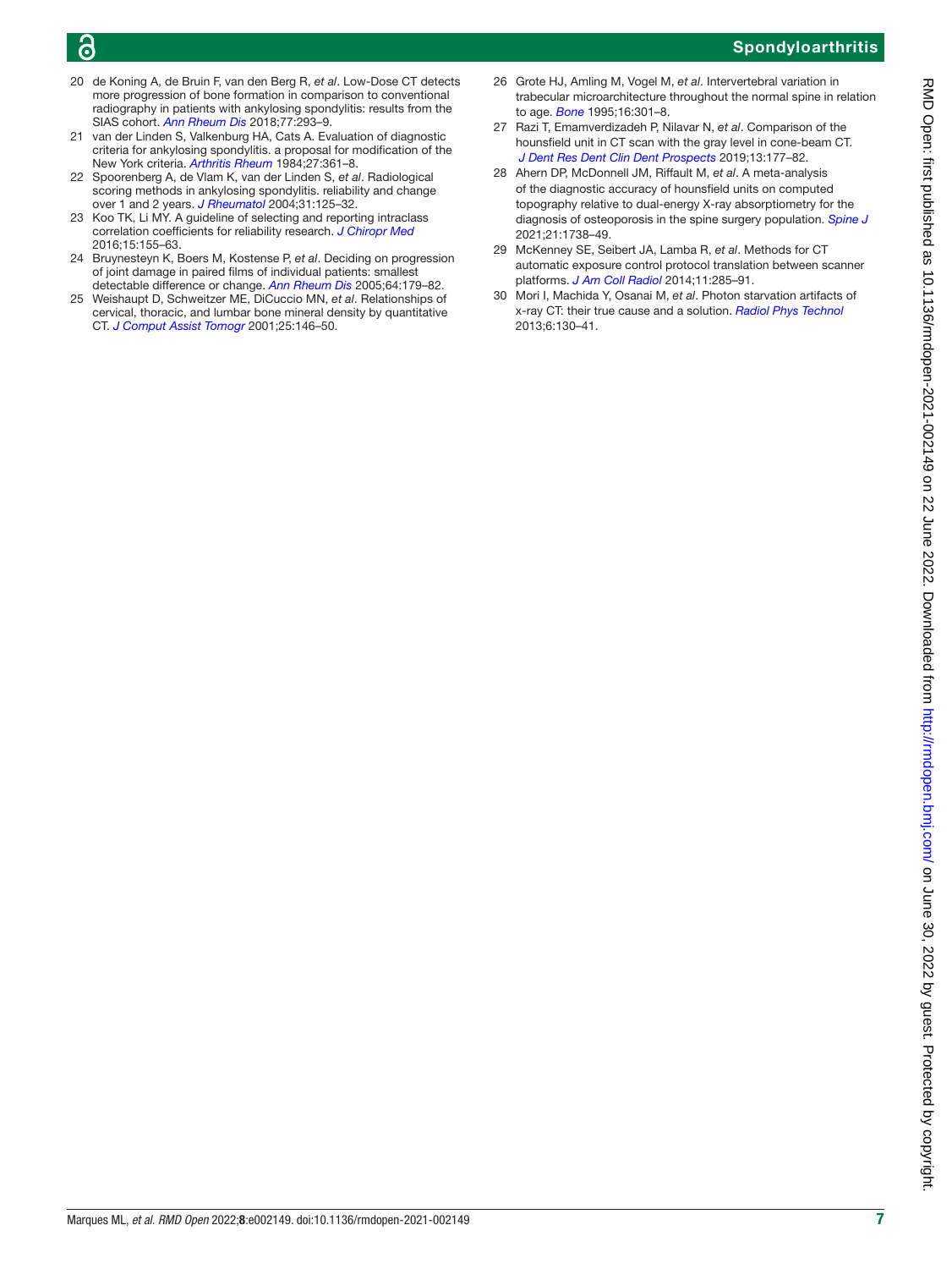20 de Koning A, de Bruin F, van den Berg R, *et al*. Low-Dose CT detects more progression of bone formation in comparison to conventional radiography in patients with ankylosing spondylitis: results from the SIAS cohort. *Ann Rheum Dis* 2018;77:293–9.
21 van der Linden S, Valkenburg HA, Cats A. Evaluation of diagnostic criteria for ankylosing spondylitis. a proposal for modification of the New York criteria. *Arthritis Rheum* 1984;27:361–8.
22 Spoorenberg A, de Vlam K, van der Linden S, *et al*. Radiological scoring methods in ankylosing spondylitis. reliability and change over 1 and 2 years. *J Rheumatol* 2004;31:125–32.
23 Koo TK, Li MY. A guideline of selecting and reporting intraclass correlation coefficients for reliability research. *J Chiropr Med* 2016;15:155–63.
24 Bruynesteyn K, Boers M, Kostense P, *et al*. Deciding on progression of joint damage in paired films of individual patients: smallest detectable difference or change. *Ann Rheum Dis* 2005;64:179–82.
25 Weishaupt D, Schweitzer ME, DiCuccio MN, *et al*. Relationships of cervical, thoracic, and lumbar bone mineral density by quantitative CT. *J Comput Assist Tomogr* 2001;25:146–50.
26 Grote HJ, Amling M, Vogel M, *et al*. Intervertebral variation in trabecular microarchitecture throughout the normal spine in relation to age. *Bone* 1995;16:301–8.
27 Razi T, Emamverdizadeh P, Nilavar N, *et al*. Comparison of the hounsfield unit in CT scan with the gray level in cone-beam CT. *J Dent Res Dent Clin Dent Prospects* 2019;13:177–82.
28 Ahern DP, McDonnell JM, Riffault M, *et al*. A meta-analysis of the diagnostic accuracy of hounsfield units on computed topography relative to dual-energy X-ray absorptiometry for the diagnosis of osteoporosis in the spine surgery population. *Spine J* 2021;21:1738–49.
29 McKenney SE, Seibert JA, Lamba R, *et al*. Methods for CT automatic exposure control protocol translation between scanner platforms. *J Am Coll Radiol* 2014;11:285–91.
30 Mori I, Machida Y, Osanai M, *et al*. Photon starvation artifacts of x-ray CT: their true cause and a solution. *Radiol Phys Technol* 2013;6:130–41.